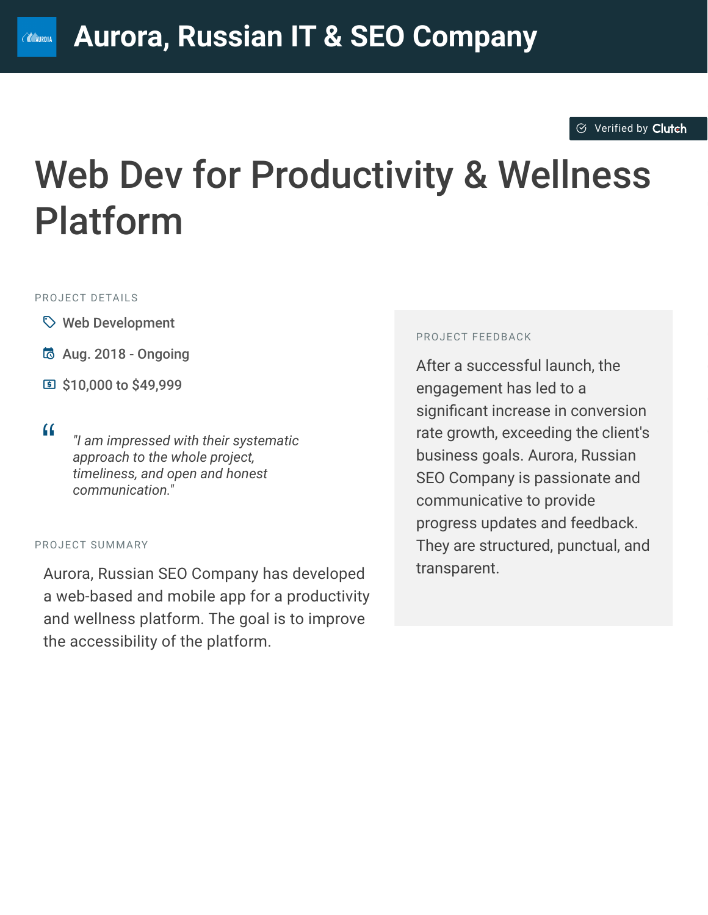# Aurora, Russian IT & SEO Company

Verified by Clutch

## Web Dev for Productivity & Wellness Platform

PROJECT DETAILS

- Web Development
- Aug. 2018 - Ongoing
- $10,000 to $49,999

> *"I am impressed with their systematic approach to the whole project, timeliness, and open and honest communication."*

PROJECT SUMMARY

Aurora, Russian SEO Company has developed a web-based and mobile app for a productivity and wellness platform. The goal is to improve the accessibility of the platform.

PROJECT FEEDBACK

After a successful launch, the engagement has led to a significant increase in conversion rate growth, exceeding the client's business goals. Aurora, Russian SEO Company is passionate and communicative to provide progress updates and feedback. They are structured, punctual, and transparent.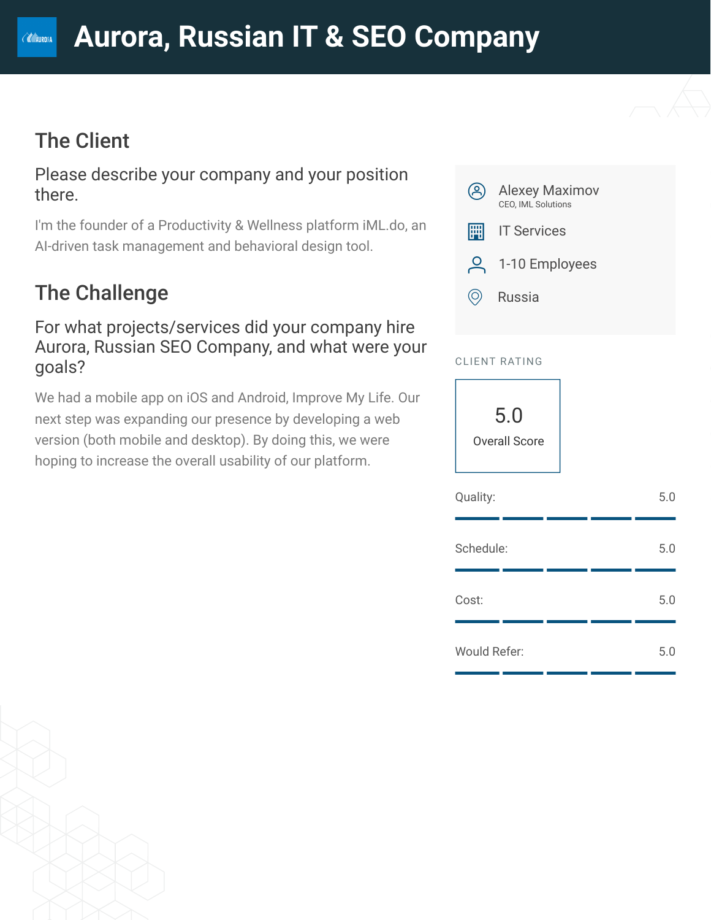# Aurora, Russian IT & SEO Company

## The Client

### Please describe your company and your position there.

I'm the founder of a Productivity & Wellness platform iML.do, an AI-driven task management and behavioral design tool.

## The Challenge

### For what projects/services did your company hire Aurora, Russian SEO Company, and what were your goals?

We had a mobile app on iOS and Android, Improve My Life. Our next step was expanding our presence by developing a web version (both mobile and desktop). By doing this, we were hoping to increase the overall usability of our platform.

Alexey Maximov
CEO, IML Solutions

IT Services

1-10 Employees

Russia

CLIENT RATING

5.0
Overall Score

| | |
|---|---|
| Quality: | 5.0 |
| Schedule: | 5.0 |
| Cost: | 5.0 |
| Would Refer: | 5.0 |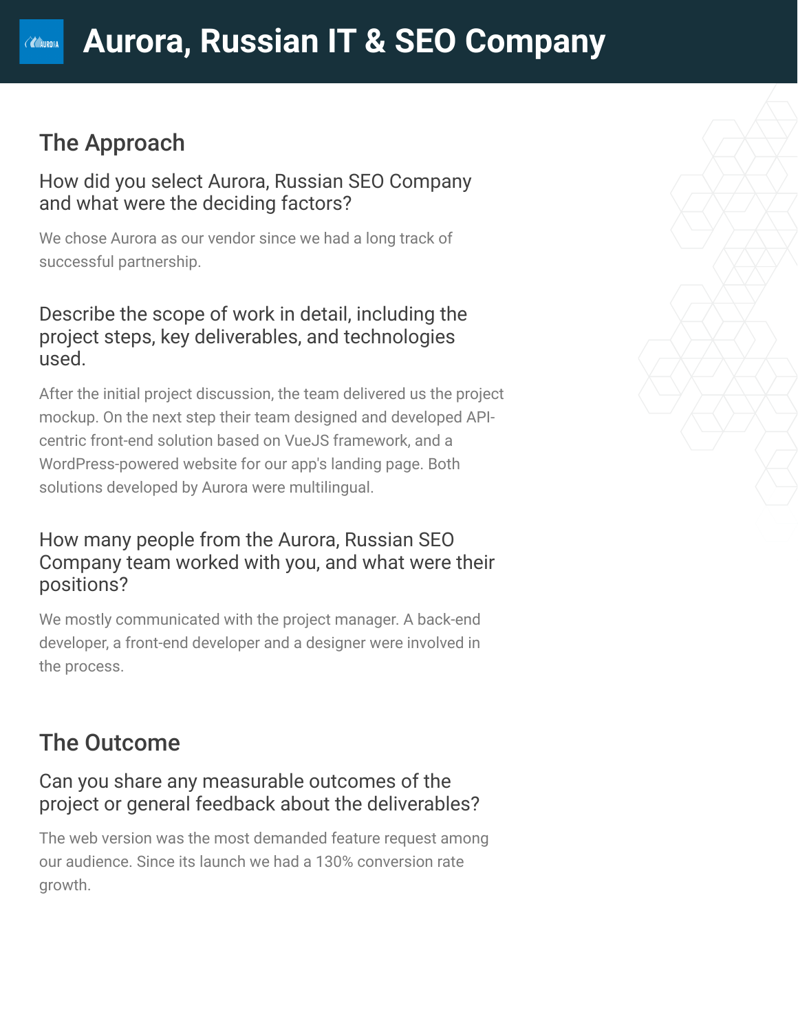# Aurora, Russian IT & SEO Company

## The Approach

### How did you select Aurora, Russian SEO Company and what were the deciding factors?

We chose Aurora as our vendor since we had a long track of successful partnership.

### Describe the scope of work in detail, including the project steps, key deliverables, and technologies used.

After the initial project discussion, the team delivered us the project mockup. On the next step their team designed and developed API-centric front-end solution based on VueJS framework, and a WordPress-powered website for our app's landing page. Both solutions developed by Aurora were multilingual.

### How many people from the Aurora, Russian SEO Company team worked with you, and what were their positions?

We mostly communicated with the project manager. A back-end developer, a front-end developer and a designer were involved in the process.

## The Outcome

### Can you share any measurable outcomes of the project or general feedback about the deliverables?

The web version was the most demanded feature request among our audience. Since its launch we had a 130% conversion rate growth.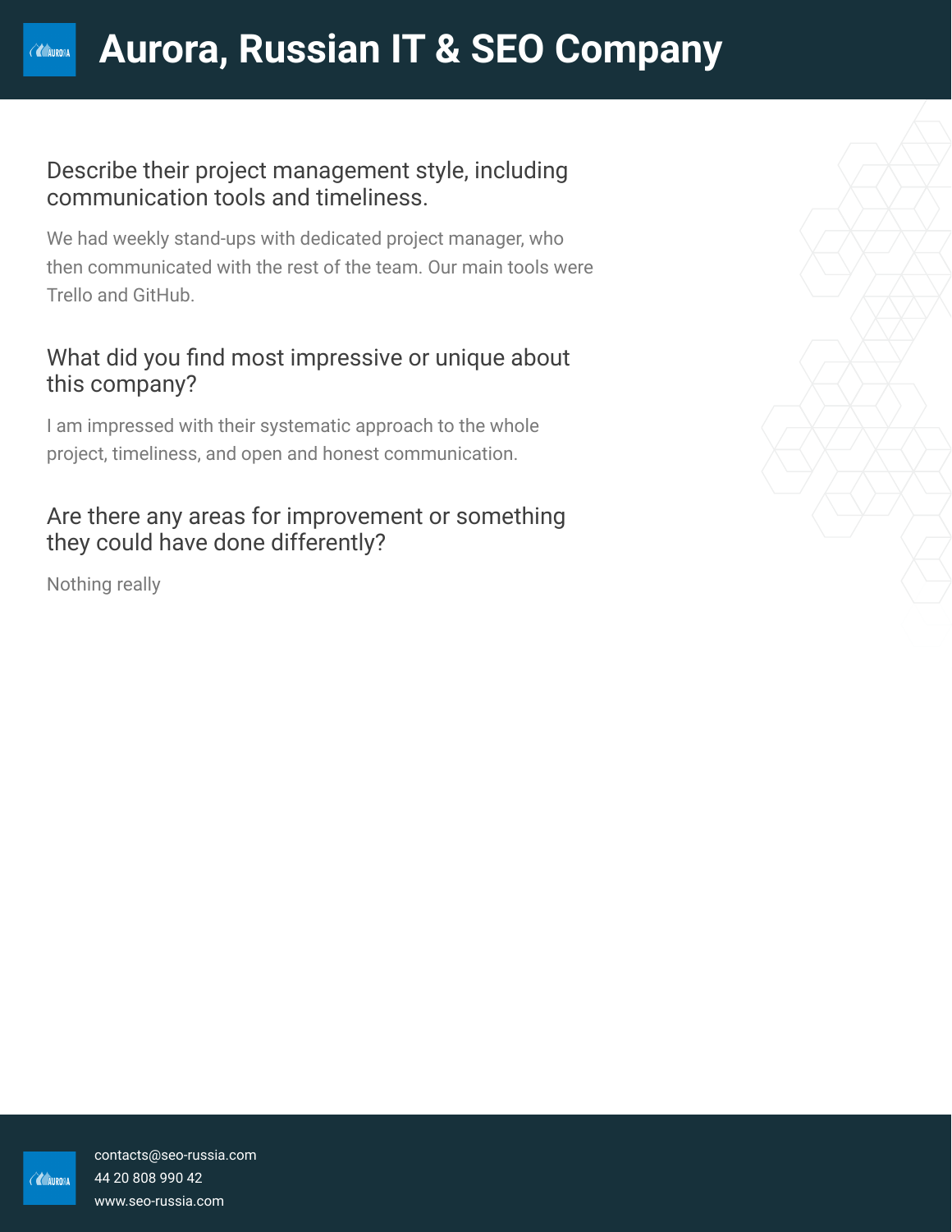### Describe their project management style, including communication tools and timeliness.

We had weekly stand-ups with dedicated project manager, who then communicated with the rest of the team. Our main tools were Trello and GitHub.

### What did you find most impressive or unique about this company?

I am impressed with their systematic approach to the whole project, timeliness, and open and honest communication.

### Are there any areas for improvement or something they could have done differently?

Nothing really